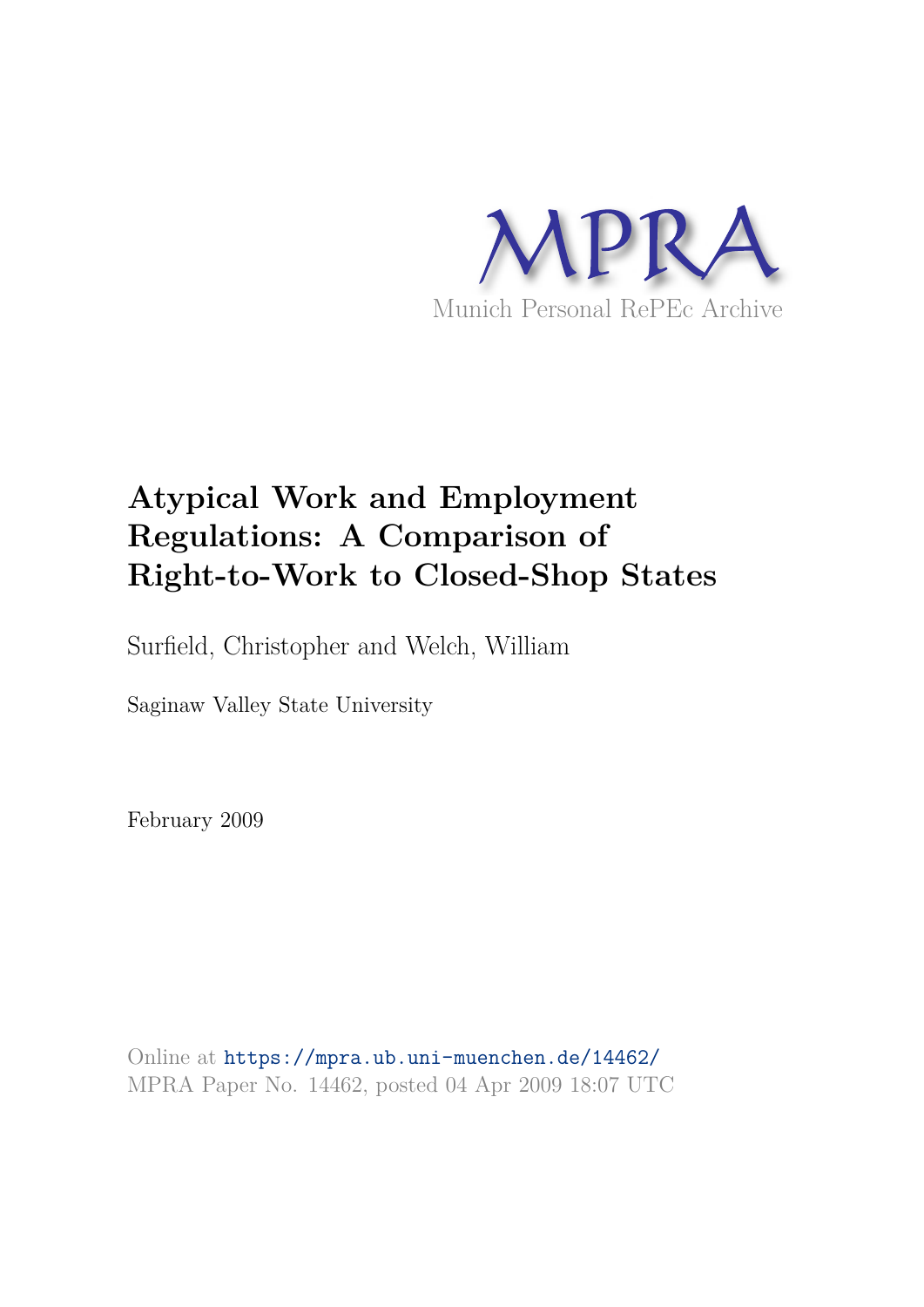MPRA

Munich Personal RePEc Archive

# Atypical Work and Employment Regulations: A Comparison of Right-to-Work to Closed-Shop States

Surfield, Christopher and Welch, William

Saginaw Valley State University

February 2009

Online at https://mpra.ub.uni-muenchen.de/14462/
MPRA Paper No. 14462, posted 04 Apr 2009 18:07 UTC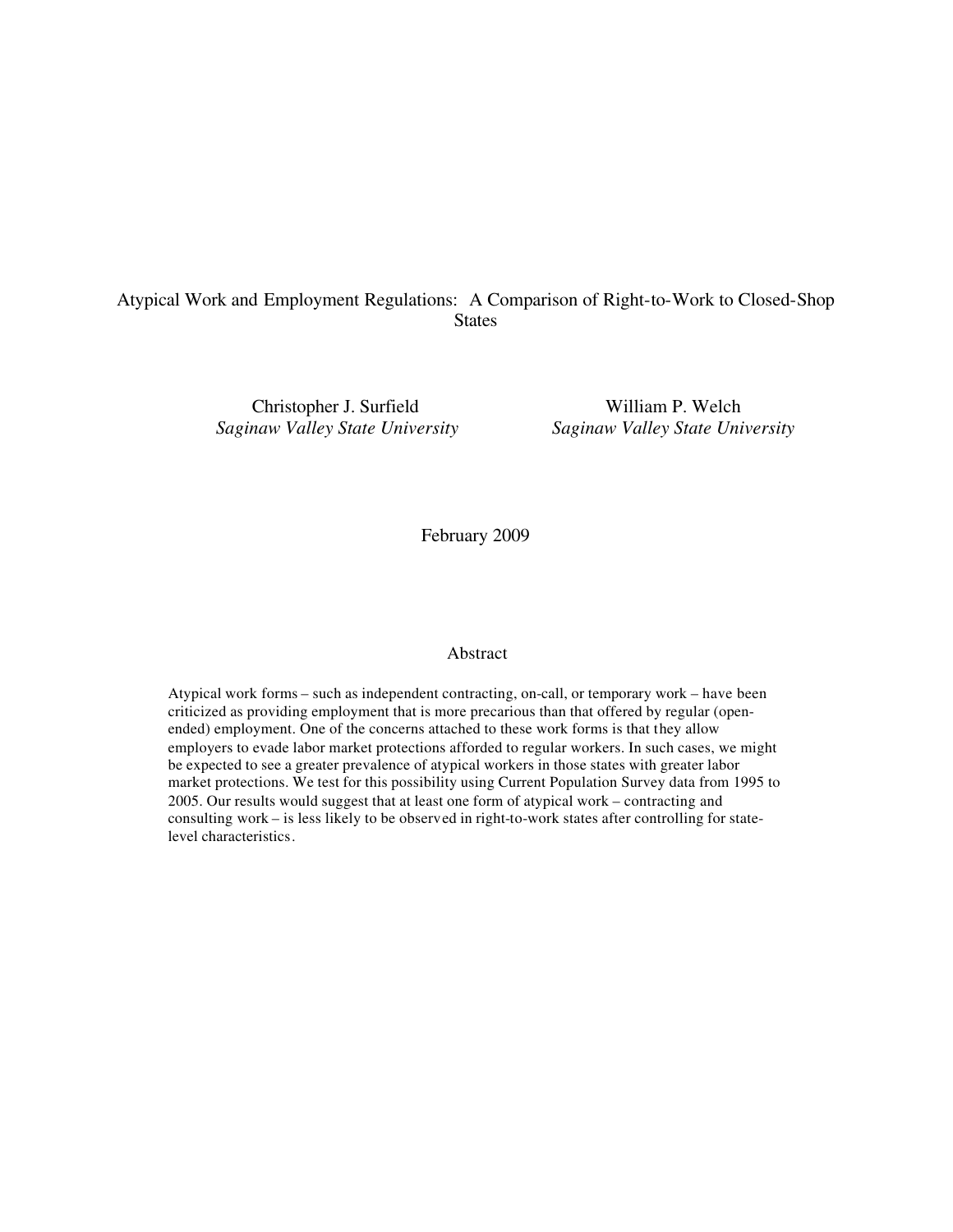# Atypical Work and Employment Regulations: A Comparison of Right-to-Work to Closed-Shop States

Christopher J. Surfield
*Saginaw Valley State University*

William P. Welch
*Saginaw Valley State University*

February 2009

## Abstract

Atypical work forms – such as independent contracting, on-call, or temporary work – have been criticized as providing employment that is more precarious than that offered by regular (open-ended) employment. One of the concerns attached to these work forms is that they allow employers to evade labor market protections afforded to regular workers. In such cases, we might be expected to see a greater prevalence of atypical workers in those states with greater labor market protections. We test for this possibility using Current Population Survey data from 1995 to 2005. Our results would suggest that at least one form of atypical work – contracting and consulting work – is less likely to be observed in right-to-work states after controlling for state-level characteristics.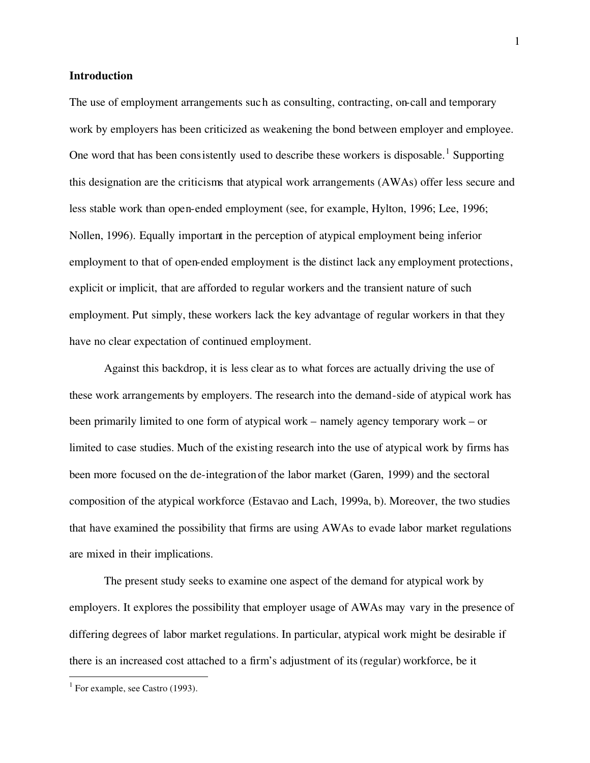## Introduction

The use of employment arrangements such as consulting, contracting, on-call and temporary work by employers has been criticized as weakening the bond between employer and employee. One word that has been consistently used to describe these workers is disposable.[1] Supporting this designation are the criticisms that atypical work arrangements (AWAs) offer less secure and less stable work than open-ended employment (see, for example, Hylton, 1996; Lee, 1996; Nollen, 1996). Equally important in the perception of atypical employment being inferior employment to that of open-ended employment is the distinct lack any employment protections, explicit or implicit, that are afforded to regular workers and the transient nature of such employment. Put simply, these workers lack the key advantage of regular workers in that they have no clear expectation of continued employment.

Against this backdrop, it is less clear as to what forces are actually driving the use of these work arrangements by employers. The research into the demand-side of atypical work has been primarily limited to one form of atypical work – namely agency temporary work – or limited to case studies. Much of the existing research into the use of atypical work by firms has been more focused on the de-integration of the labor market (Garen, 1999) and the sectoral composition of the atypical workforce (Estavao and Lach, 1999a, b). Moreover, the two studies that have examined the possibility that firms are using AWAs to evade labor market regulations are mixed in their implications.

The present study seeks to examine one aspect of the demand for atypical work by employers. It explores the possibility that employer usage of AWAs may vary in the presence of differing degrees of labor market regulations. In particular, atypical work might be desirable if there is an increased cost attached to a firm's adjustment of its (regular) workforce, be it

[1] For example, see Castro (1993).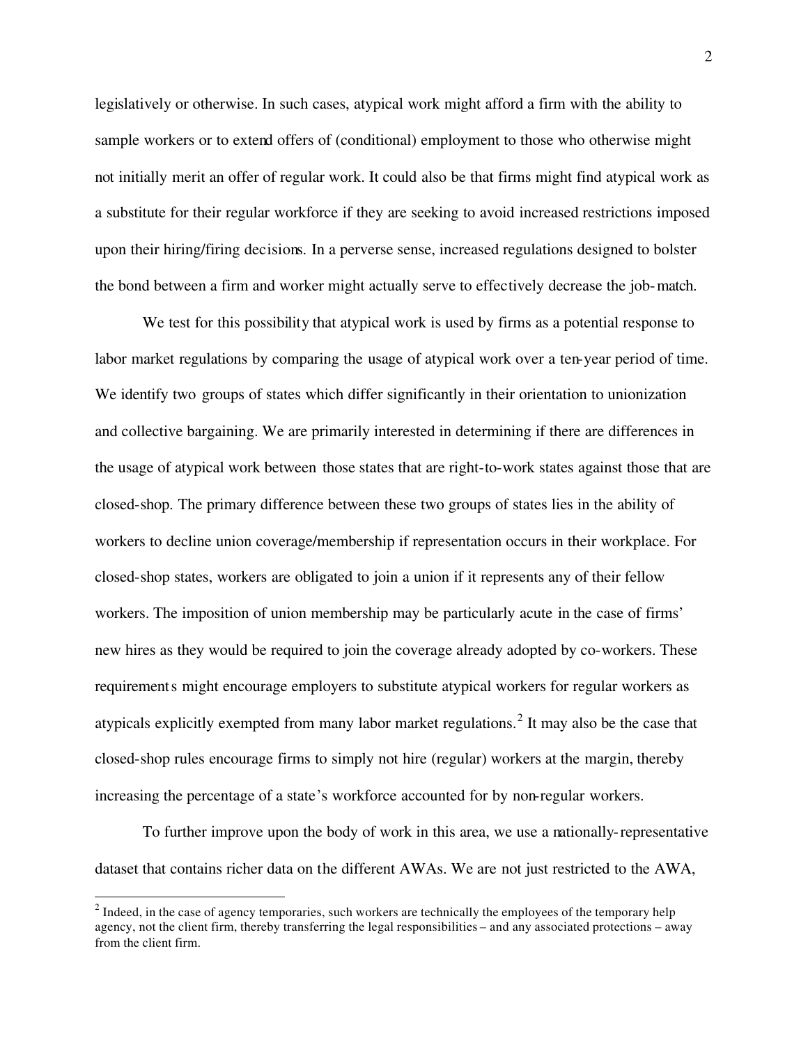legislatively or otherwise. In such cases, atypical work might afford a firm with the ability to sample workers or to extend offers of (conditional) employment to those who otherwise might not initially merit an offer of regular work. It could also be that firms might find atypical work as a substitute for their regular workforce if they are seeking to avoid increased restrictions imposed upon their hiring/firing decisions. In a perverse sense, increased regulations designed to bolster the bond between a firm and worker might actually serve to effectively decrease the job-match.

We test for this possibility that atypical work is used by firms as a potential response to labor market regulations by comparing the usage of atypical work over a ten-year period of time. We identify two groups of states which differ significantly in their orientation to unionization and collective bargaining. We are primarily interested in determining if there are differences in the usage of atypical work between those states that are right-to-work states against those that are closed-shop. The primary difference between these two groups of states lies in the ability of workers to decline union coverage/membership if representation occurs in their workplace. For closed-shop states, workers are obligated to join a union if it represents any of their fellow workers. The imposition of union membership may be particularly acute in the case of firms' new hires as they would be required to join the coverage already adopted by co-workers. These requirements might encourage employers to substitute atypical workers for regular workers as atypicals explicitly exempted from many labor market regulations.[2] It may also be the case that closed-shop rules encourage firms to simply not hire (regular) workers at the margin, thereby increasing the percentage of a state's workforce accounted for by non-regular workers.

To further improve upon the body of work in this area, we use a nationally-representative dataset that contains richer data on the different AWAs. We are not just restricted to the AWA,

[2] Indeed, in the case of agency temporaries, such workers are technically the employees of the temporary help agency, not the client firm, thereby transferring the legal responsibilities – and any associated protections – away from the client firm.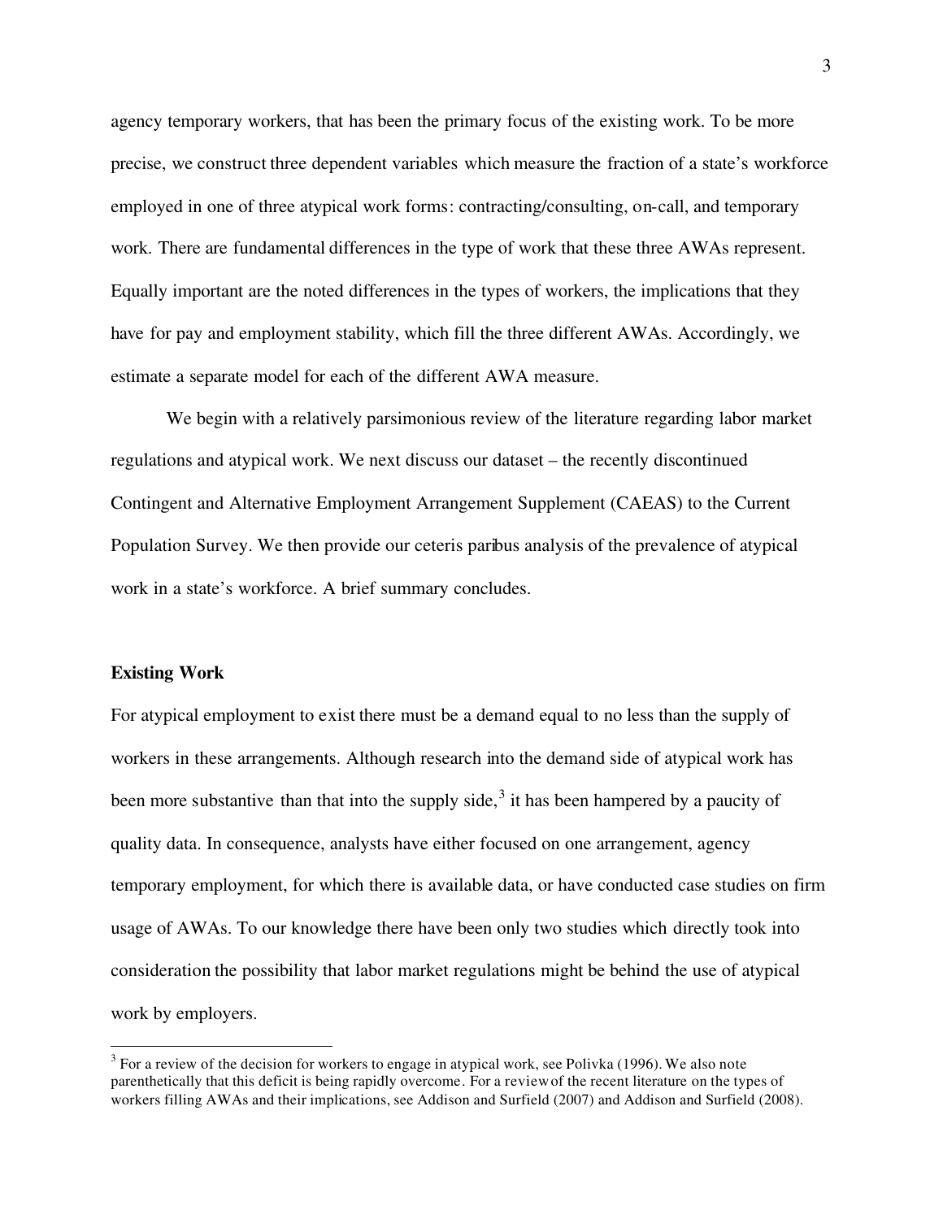agency temporary workers, that has been the primary focus of the existing work. To be more precise, we construct three dependent variables which measure the fraction of a state's workforce employed in one of three atypical work forms: contracting/consulting, on-call, and temporary work. There are fundamental differences in the type of work that these three AWAs represent. Equally important are the noted differences in the types of workers, the implications that they have for pay and employment stability, which fill the three different AWAs. Accordingly, we estimate a separate model for each of the different AWA measure.

We begin with a relatively parsimonious review of the literature regarding labor market regulations and atypical work. We next discuss our dataset – the recently discontinued Contingent and Alternative Employment Arrangement Supplement (CAEAS) to the Current Population Survey. We then provide our ceteris paribus analysis of the prevalence of atypical work in a state's workforce. A brief summary concludes.

**Existing Work**

For atypical employment to exist there must be a demand equal to no less than the supply of workers in these arrangements. Although research into the demand side of atypical work has been more substantive than that into the supply side,[3] it has been hampered by a paucity of quality data. In consequence, analysts have either focused on one arrangement, agency temporary employment, for which there is available data, or have conducted case studies on firm usage of AWAs. To our knowledge there have been only two studies which directly took into consideration the possibility that labor market regulations might be behind the use of atypical work by employers.

[3] For a review of the decision for workers to engage in atypical work, see Polivka (1996). We also note parenthetically that this deficit is being rapidly overcome. For a review of the recent literature on the types of workers filling AWAs and their implications, see Addison and Surfield (2007) and Addison and Surfield (2008).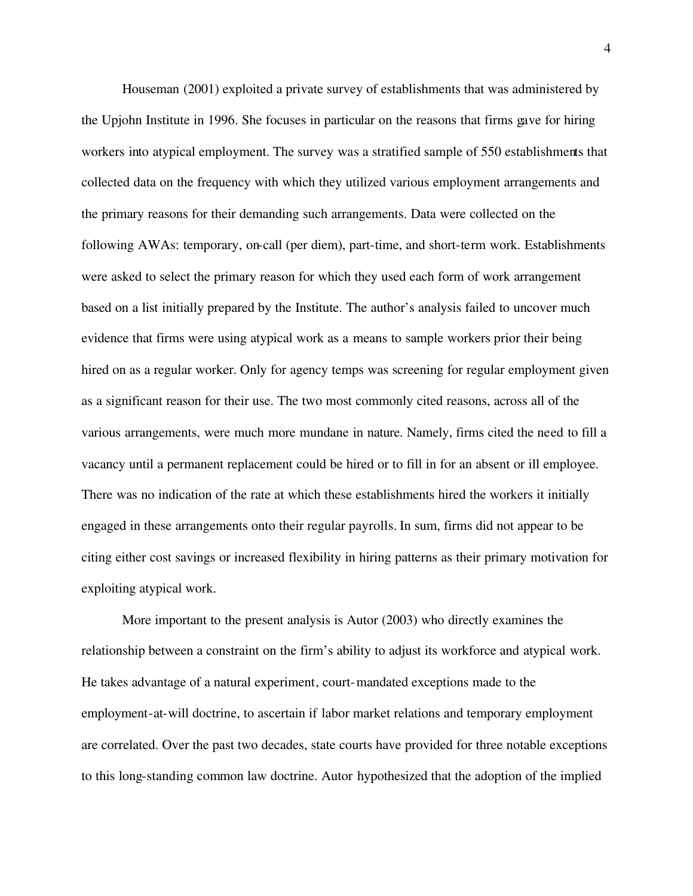Houseman (2001) exploited a private survey of establishments that was administered by the Upjohn Institute in 1996. She focuses in particular on the reasons that firms gave for hiring workers into atypical employment. The survey was a stratified sample of 550 establishments that collected data on the frequency with which they utilized various employment arrangements and the primary reasons for their demanding such arrangements. Data were collected on the following AWAs: temporary, on-call (per diem), part-time, and short-term work. Establishments were asked to select the primary reason for which they used each form of work arrangement based on a list initially prepared by the Institute. The author's analysis failed to uncover much evidence that firms were using atypical work as a means to sample workers prior their being hired on as a regular worker. Only for agency temps was screening for regular employment given as a significant reason for their use. The two most commonly cited reasons, across all of the various arrangements, were much more mundane in nature. Namely, firms cited the need to fill a vacancy until a permanent replacement could be hired or to fill in for an absent or ill employee. There was no indication of the rate at which these establishments hired the workers it initially engaged in these arrangements onto their regular payrolls. In sum, firms did not appear to be citing either cost savings or increased flexibility in hiring patterns as their primary motivation for exploiting atypical work.

More important to the present analysis is Autor (2003) who directly examines the relationship between a constraint on the firm's ability to adjust its workforce and atypical work. He takes advantage of a natural experiment, court-mandated exceptions made to the employment-at-will doctrine, to ascertain if labor market relations and temporary employment are correlated. Over the past two decades, state courts have provided for three notable exceptions to this long-standing common law doctrine. Autor hypothesized that the adoption of the implied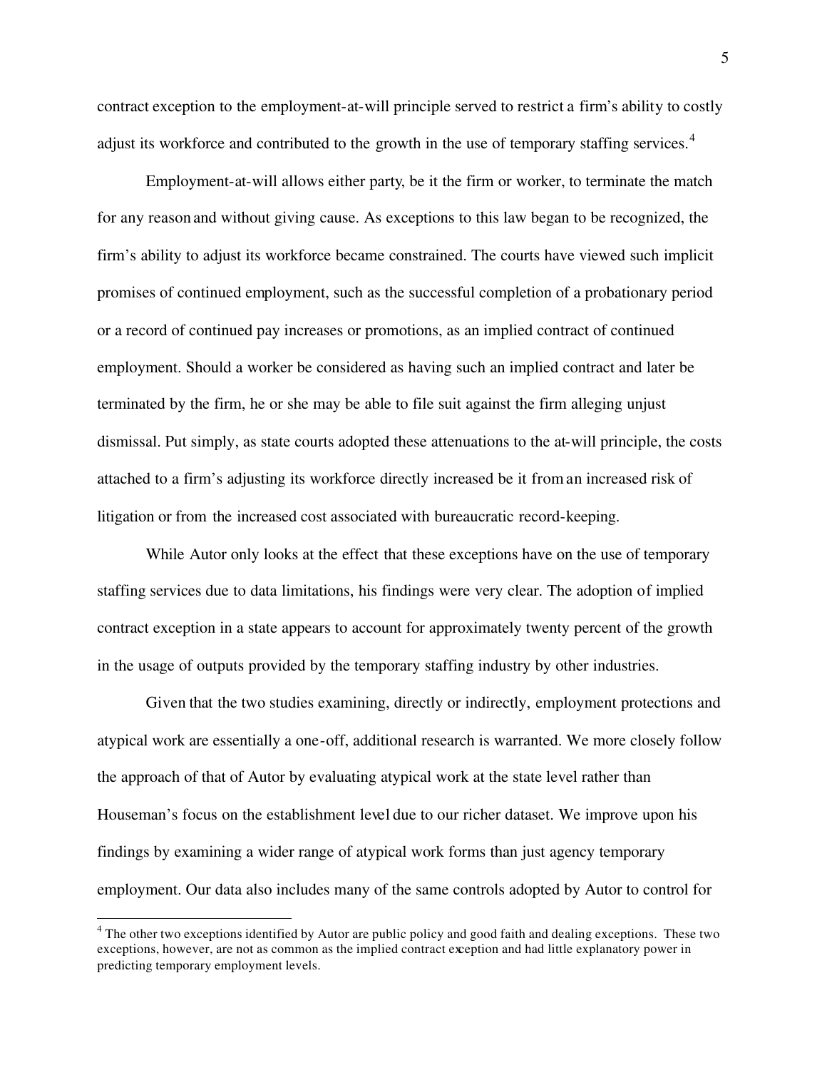contract exception to the employment-at-will principle served to restrict a firm's ability to costly adjust its workforce and contributed to the growth in the use of temporary staffing services.[4]

Employment-at-will allows either party, be it the firm or worker, to terminate the match for any reason and without giving cause. As exceptions to this law began to be recognized, the firm's ability to adjust its workforce became constrained. The courts have viewed such implicit promises of continued employment, such as the successful completion of a probationary period or a record of continued pay increases or promotions, as an implied contract of continued employment. Should a worker be considered as having such an implied contract and later be terminated by the firm, he or she may be able to file suit against the firm alleging unjust dismissal. Put simply, as state courts adopted these attenuations to the at-will principle, the costs attached to a firm's adjusting its workforce directly increased be it from an increased risk of litigation or from the increased cost associated with bureaucratic record-keeping.

While Autor only looks at the effect that these exceptions have on the use of temporary staffing services due to data limitations, his findings were very clear. The adoption of implied contract exception in a state appears to account for approximately twenty percent of the growth in the usage of outputs provided by the temporary staffing industry by other industries.

Given that the two studies examining, directly or indirectly, employment protections and atypical work are essentially a one-off, additional research is warranted. We more closely follow the approach of that of Autor by evaluating atypical work at the state level rather than Houseman's focus on the establishment level due to our richer dataset. We improve upon his findings by examining a wider range of atypical work forms than just agency temporary employment. Our data also includes many of the same controls adopted by Autor to control for

[4] The other two exceptions identified by Autor are public policy and good faith and dealing exceptions. These two exceptions, however, are not as common as the implied contract exception and had little explanatory power in predicting temporary employment levels.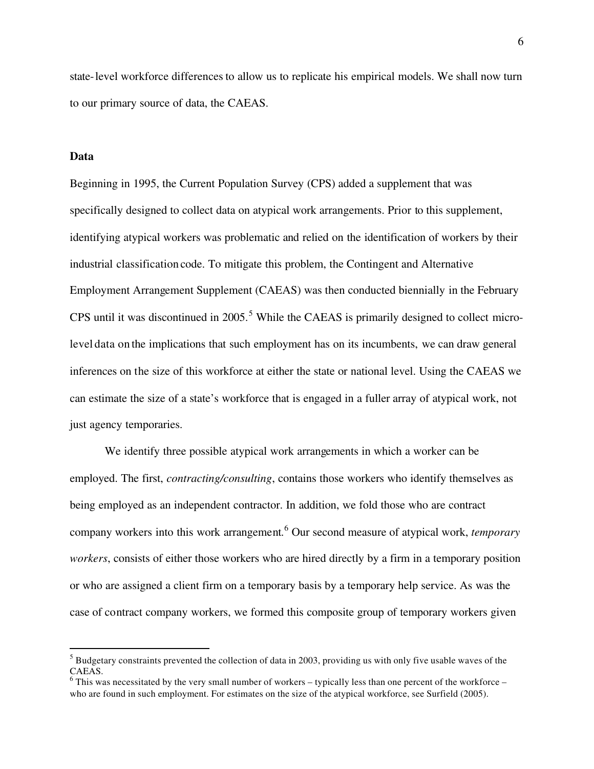state-level workforce differences to allow us to replicate his empirical models. We shall now turn to our primary source of data, the CAEAS.

## Data

Beginning in 1995, the Current Population Survey (CPS) added a supplement that was specifically designed to collect data on atypical work arrangements. Prior to this supplement, identifying atypical workers was problematic and relied on the identification of workers by their industrial classification code. To mitigate this problem, the Contingent and Alternative Employment Arrangement Supplement (CAEAS) was then conducted biennially in the February CPS until it was discontinued in 2005.[5] While the CAEAS is primarily designed to collect micro-level data on the implications that such employment has on its incumbents, we can draw general inferences on the size of this workforce at either the state or national level. Using the CAEAS we can estimate the size of a state's workforce that is engaged in a fuller array of atypical work, not just agency temporaries.

We identify three possible atypical work arrangements in which a worker can be employed. The first, *contracting/consulting*, contains those workers who identify themselves as being employed as an independent contractor. In addition, we fold those who are contract company workers into this work arrangement.[6] Our second measure of atypical work, *temporary workers*, consists of either those workers who are hired directly by a firm in a temporary position or who are assigned a client firm on a temporary basis by a temporary help service. As was the case of contract company workers, we formed this composite group of temporary workers given

---

[5] Budgetary constraints prevented the collection of data in 2003, providing us with only five usable waves of the CAEAS.

[6] This was necessitated by the very small number of workers – typically less than one percent of the workforce – who are found in such employment. For estimates on the size of the atypical workforce, see Surfield (2005).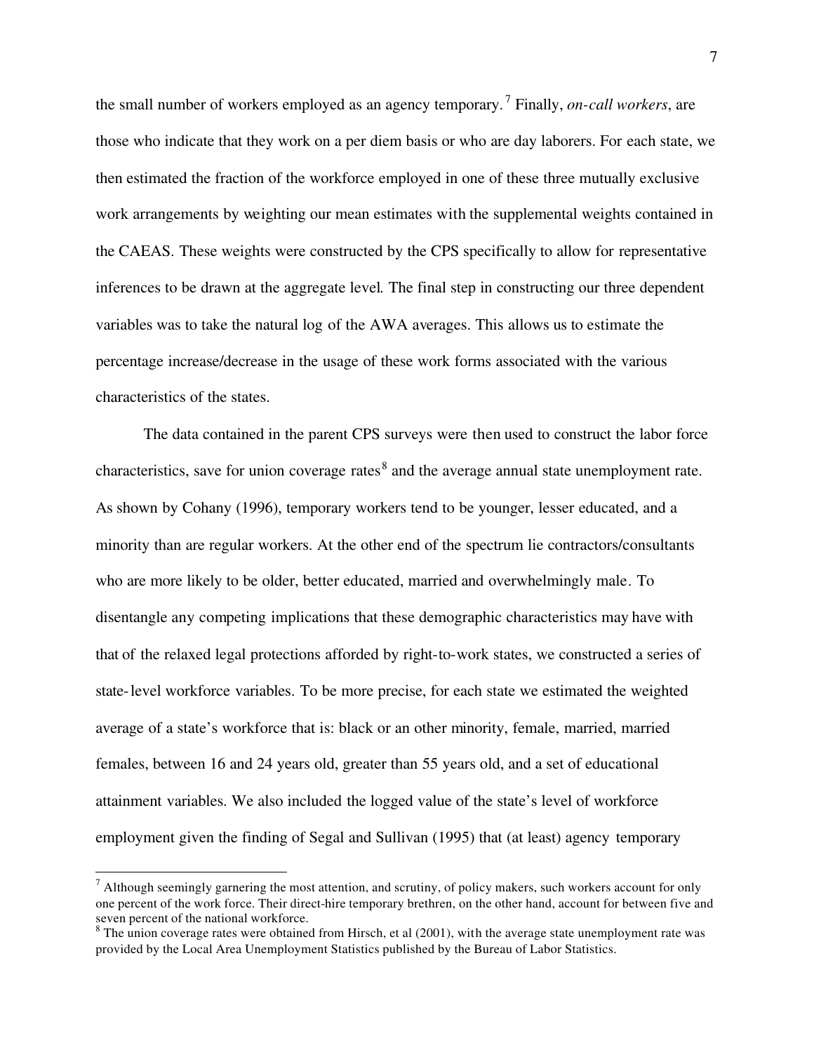the small number of workers employed as an agency temporary.[7] Finally, *on-call workers*, are those who indicate that they work on a per diem basis or who are day laborers. For each state, we then estimated the fraction of the workforce employed in one of these three mutually exclusive work arrangements by weighting our mean estimates with the supplemental weights contained in the CAEAS. These weights were constructed by the CPS specifically to allow for representative inferences to be drawn at the aggregate level. The final step in constructing our three dependent variables was to take the natural log of the AWA averages. This allows us to estimate the percentage increase/decrease in the usage of these work forms associated with the various characteristics of the states.

The data contained in the parent CPS surveys were then used to construct the labor force characteristics, save for union coverage rates[8] and the average annual state unemployment rate. As shown by Cohany (1996), temporary workers tend to be younger, lesser educated, and a minority than are regular workers. At the other end of the spectrum lie contractors/consultants who are more likely to be older, better educated, married and overwhelmingly male. To disentangle any competing implications that these demographic characteristics may have with that of the relaxed legal protections afforded by right-to-work states, we constructed a series of state-level workforce variables. To be more precise, for each state we estimated the weighted average of a state's workforce that is: black or an other minority, female, married, married females, between 16 and 24 years old, greater than 55 years old, and a set of educational attainment variables. We also included the logged value of the state's level of workforce employment given the finding of Segal and Sullivan (1995) that (at least) agency temporary

---

[7] Although seemingly garnering the most attention, and scrutiny, of policy makers, such workers account for only one percent of the work force. Their direct-hire temporary brethren, on the other hand, account for between five and seven percent of the national workforce.

[8] The union coverage rates were obtained from Hirsch, et al (2001), with the average state unemployment rate was provided by the Local Area Unemployment Statistics published by the Bureau of Labor Statistics.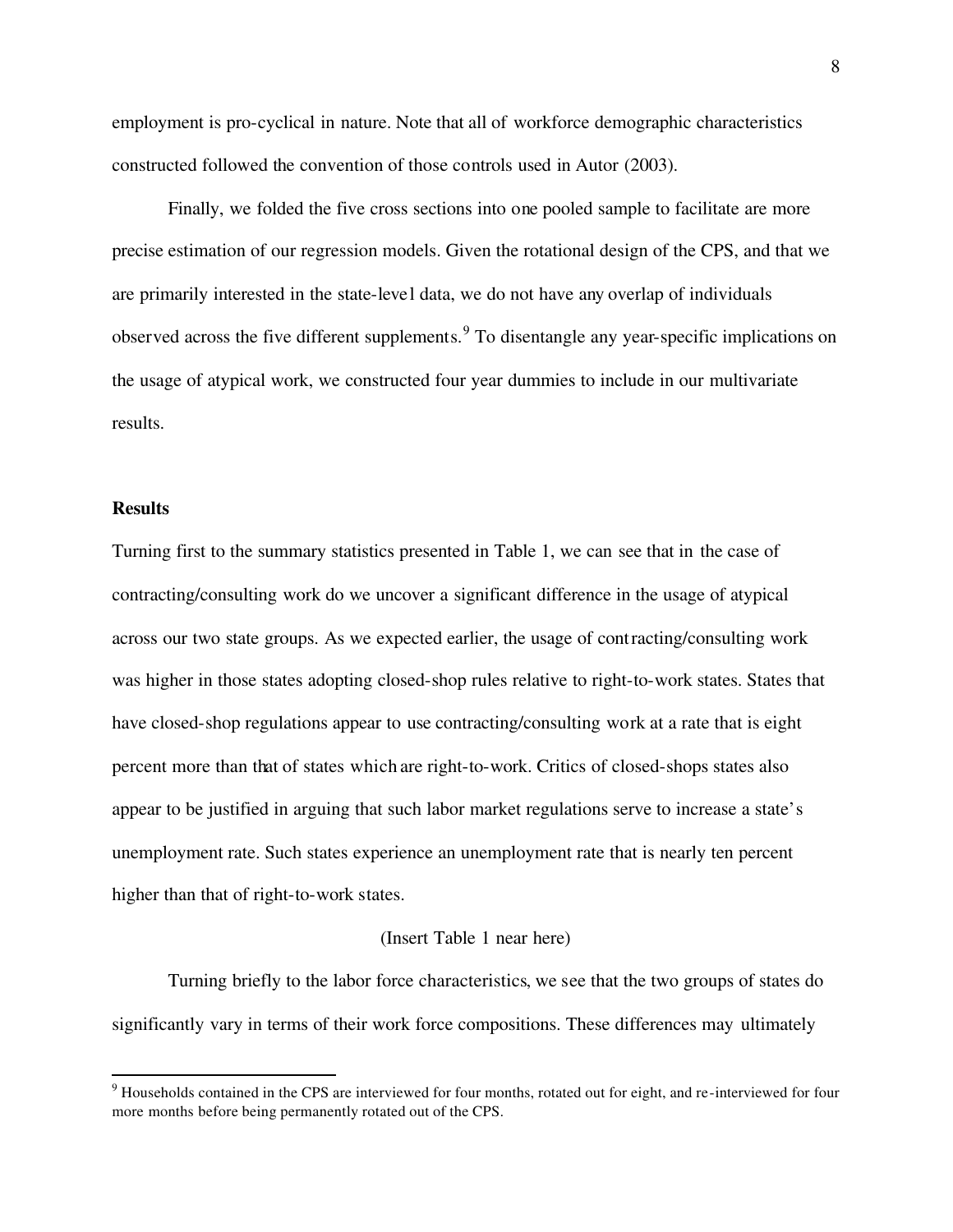employment is pro-cyclical in nature. Note that all of workforce demographic characteristics constructed followed the convention of those controls used in Autor (2003).

Finally, we folded the five cross sections into one pooled sample to facilitate are more precise estimation of our regression models. Given the rotational design of the CPS, and that we are primarily interested in the state-level data, we do not have any overlap of individuals observed across the five different supplements.[9] To disentangle any year-specific implications on the usage of atypical work, we constructed four year dummies to include in our multivariate results.

**Results**

Turning first to the summary statistics presented in Table 1, we can see that in the case of contracting/consulting work do we uncover a significant difference in the usage of atypical across our two state groups. As we expected earlier, the usage of contracting/consulting work was higher in those states adopting closed-shop rules relative to right-to-work states. States that have closed-shop regulations appear to use contracting/consulting work at a rate that is eight percent more than that of states which are right-to-work. Critics of closed-shops states also appear to be justified in arguing that such labor market regulations serve to increase a state's unemployment rate. Such states experience an unemployment rate that is nearly ten percent higher than that of right-to-work states.

(Insert Table 1 near here)

Turning briefly to the labor force characteristics, we see that the two groups of states do significantly vary in terms of their work force compositions. These differences may ultimately

[9] Households contained in the CPS are interviewed for four months, rotated out for eight, and re-interviewed for four more months before being permanently rotated out of the CPS.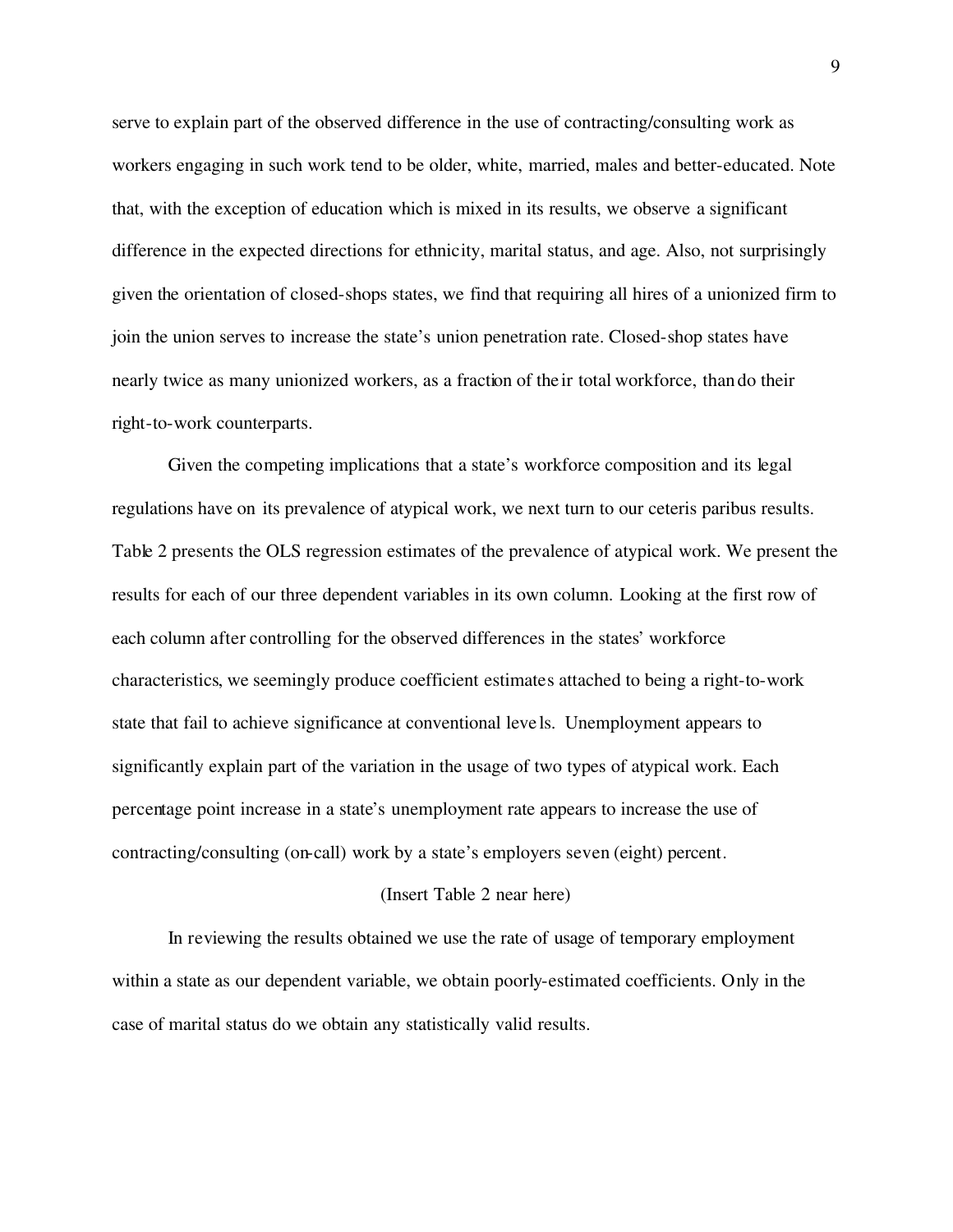serve to explain part of the observed difference in the use of contracting/consulting work as workers engaging in such work tend to be older, white, married, males and better-educated. Note that, with the exception of education which is mixed in its results, we observe a significant difference in the expected directions for ethnicity, marital status, and age. Also, not surprisingly given the orientation of closed-shops states, we find that requiring all hires of a unionized firm to join the union serves to increase the state's union penetration rate. Closed-shop states have nearly twice as many unionized workers, as a fraction of their total workforce, than do their right-to-work counterparts.

Given the competing implications that a state's workforce composition and its legal regulations have on its prevalence of atypical work, we next turn to our ceteris paribus results. Table 2 presents the OLS regression estimates of the prevalence of atypical work. We present the results for each of our three dependent variables in its own column. Looking at the first row of each column after controlling for the observed differences in the states' workforce characteristics, we seemingly produce coefficient estimates attached to being a right-to-work state that fail to achieve significance at conventional levels. Unemployment appears to significantly explain part of the variation in the usage of two types of atypical work. Each percentage point increase in a state's unemployment rate appears to increase the use of contracting/consulting (on-call) work by a state's employers seven (eight) percent.

(Insert Table 2 near here)

In reviewing the results obtained we use the rate of usage of temporary employment within a state as our dependent variable, we obtain poorly-estimated coefficients. Only in the case of marital status do we obtain any statistically valid results.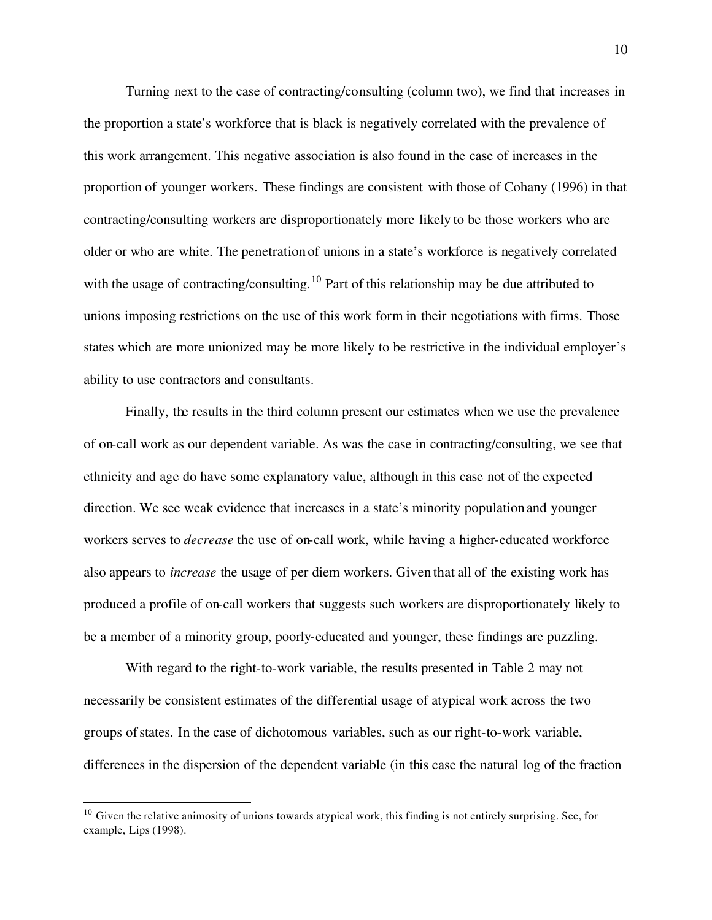Turning next to the case of contracting/consulting (column two), we find that increases in the proportion a state's workforce that is black is negatively correlated with the prevalence of this work arrangement. This negative association is also found in the case of increases in the proportion of younger workers. These findings are consistent with those of Cohany (1996) in that contracting/consulting workers are disproportionately more likely to be those workers who are older or who are white. The penetration of unions in a state's workforce is negatively correlated with the usage of contracting/consulting.[10] Part of this relationship may be due attributed to unions imposing restrictions on the use of this work form in their negotiations with firms. Those states which are more unionized may be more likely to be restrictive in the individual employer's ability to use contractors and consultants.

Finally, the results in the third column present our estimates when we use the prevalence of on-call work as our dependent variable. As was the case in contracting/consulting, we see that ethnicity and age do have some explanatory value, although in this case not of the expected direction. We see weak evidence that increases in a state's minority population and younger workers serves to *decrease* the use of on-call work, while having a higher-educated workforce also appears to *increase* the usage of per diem workers. Given that all of the existing work has produced a profile of on-call workers that suggests such workers are disproportionately likely to be a member of a minority group, poorly-educated and younger, these findings are puzzling.

With regard to the right-to-work variable, the results presented in Table 2 may not necessarily be consistent estimates of the differential usage of atypical work across the two groups of states. In the case of dichotomous variables, such as our right-to-work variable, differences in the dispersion of the dependent variable (in this case the natural log of the fraction

---

[10] Given the relative animosity of unions towards atypical work, this finding is not entirely surprising. See, for example, Lips (1998).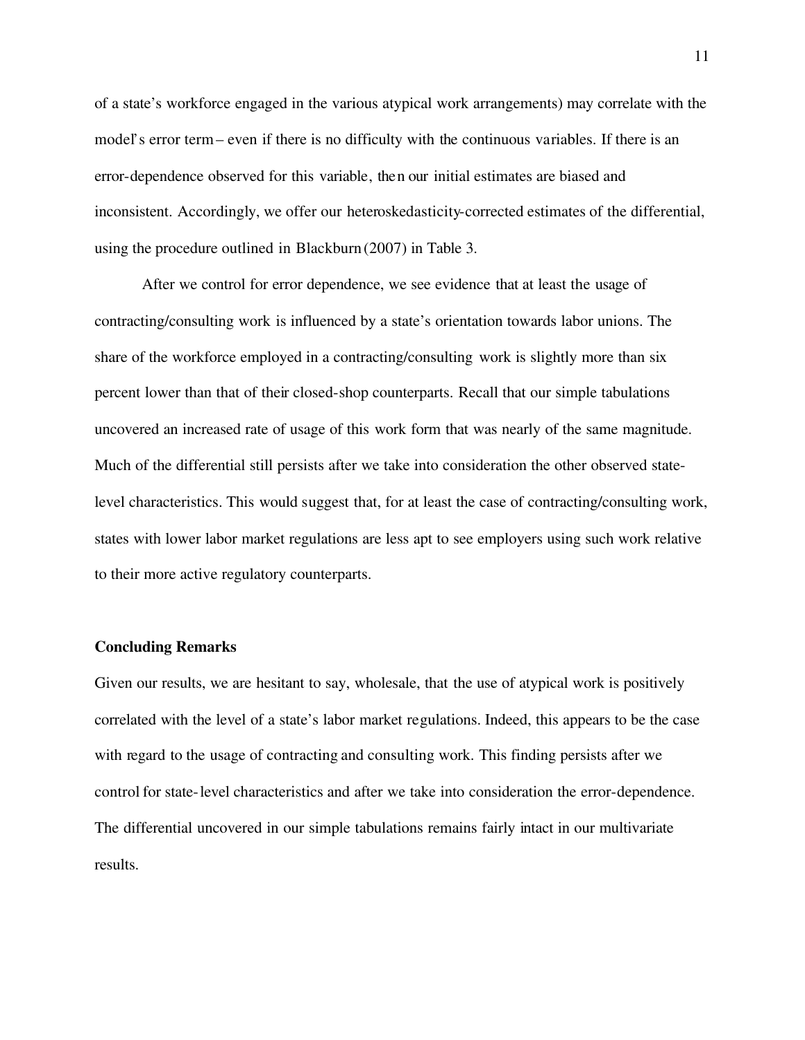of a state's workforce engaged in the various atypical work arrangements) may correlate with the model's error term – even if there is no difficulty with the continuous variables. If there is an error-dependence observed for this variable, then our initial estimates are biased and inconsistent. Accordingly, we offer our heteroskedasticity-corrected estimates of the differential, using the procedure outlined in Blackburn (2007) in Table 3.

After we control for error dependence, we see evidence that at least the usage of contracting/consulting work is influenced by a state's orientation towards labor unions. The share of the workforce employed in a contracting/consulting work is slightly more than six percent lower than that of their closed-shop counterparts. Recall that our simple tabulations uncovered an increased rate of usage of this work form that was nearly of the same magnitude. Much of the differential still persists after we take into consideration the other observed state-level characteristics. This would suggest that, for at least the case of contracting/consulting work, states with lower labor market regulations are less apt to see employers using such work relative to their more active regulatory counterparts.

**Concluding Remarks**

Given our results, we are hesitant to say, wholesale, that the use of atypical work is positively correlated with the level of a state's labor market regulations. Indeed, this appears to be the case with regard to the usage of contracting and consulting work. This finding persists after we control for state-level characteristics and after we take into consideration the error-dependence. The differential uncovered in our simple tabulations remains fairly intact in our multivariate results.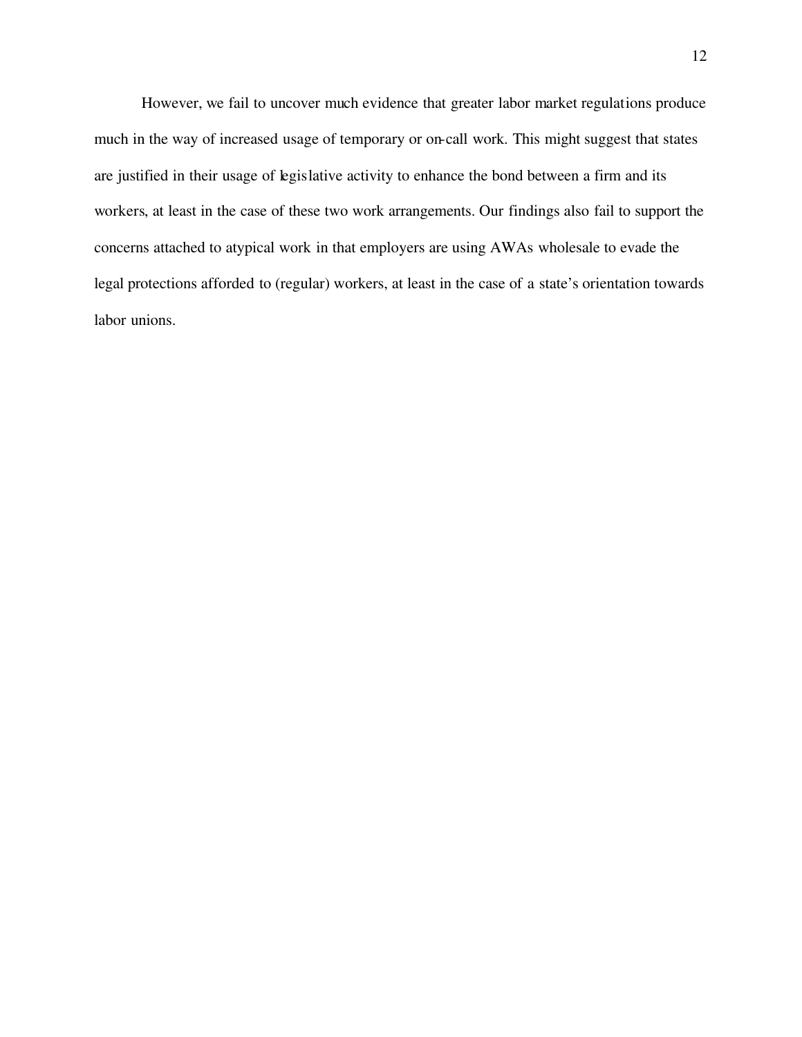However, we fail to uncover much evidence that greater labor market regulations produce much in the way of increased usage of temporary or on-call work. This might suggest that states are justified in their usage of legislative activity to enhance the bond between a firm and its workers, at least in the case of these two work arrangements. Our findings also fail to support the concerns attached to atypical work in that employers are using AWAs wholesale to evade the legal protections afforded to (regular) workers, at least in the case of a state's orientation towards labor unions.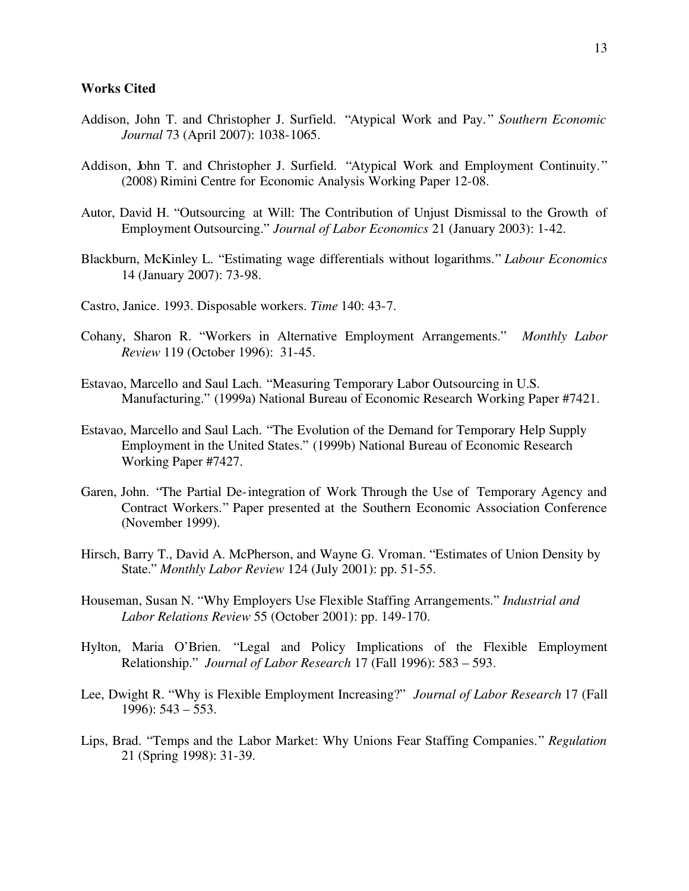**Works Cited**

Addison, John T. and Christopher J. Surfield. "Atypical Work and Pay." *Southern Economic Journal* 73 (April 2007): 1038-1065.

Addison, John T. and Christopher J. Surfield. "Atypical Work and Employment Continuity." (2008) Rimini Centre for Economic Analysis Working Paper 12-08.

Autor, David H. "Outsourcing at Will: The Contribution of Unjust Dismissal to the Growth of Employment Outsourcing." *Journal of Labor Economics* 21 (January 2003): 1-42.

Blackburn, McKinley L. "Estimating wage differentials without logarithms." *Labour Economics* 14 (January 2007): 73-98.

Castro, Janice. 1993. Disposable workers. *Time* 140: 43-7.

Cohany, Sharon R. "Workers in Alternative Employment Arrangements." *Monthly Labor Review* 119 (October 1996): 31-45.

Estavao, Marcello and Saul Lach. "Measuring Temporary Labor Outsourcing in U.S. Manufacturing." (1999a) National Bureau of Economic Research Working Paper #7421.

Estavao, Marcello and Saul Lach. "The Evolution of the Demand for Temporary Help Supply Employment in the United States." (1999b) National Bureau of Economic Research Working Paper #7427.

Garen, John. "The Partial De-integration of Work Through the Use of Temporary Agency and Contract Workers." Paper presented at the Southern Economic Association Conference (November 1999).

Hirsch, Barry T., David A. McPherson, and Wayne G. Vroman. "Estimates of Union Density by State." *Monthly Labor Review* 124 (July 2001): pp. 51-55.

Houseman, Susan N. "Why Employers Use Flexible Staffing Arrangements." *Industrial and Labor Relations Review* 55 (October 2001): pp. 149-170.

Hylton, Maria O'Brien. "Legal and Policy Implications of the Flexible Employment Relationship." *Journal of Labor Research* 17 (Fall 1996): 583 – 593.

Lee, Dwight R. "Why is Flexible Employment Increasing?" *Journal of Labor Research* 17 (Fall 1996): 543 – 553.

Lips, Brad. "Temps and the Labor Market: Why Unions Fear Staffing Companies." *Regulation* 21 (Spring 1998): 31-39.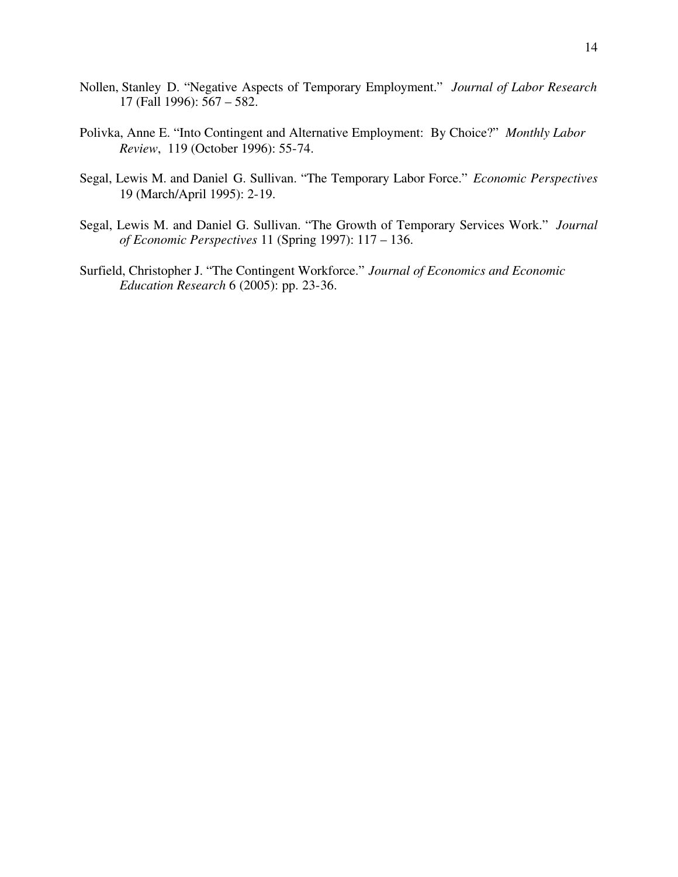Nollen, Stanley D. "Negative Aspects of Temporary Employment." *Journal of Labor Research* 17 (Fall 1996): 567 – 582.

Polivka, Anne E. "Into Contingent and Alternative Employment: By Choice?" *Monthly Labor Review*, 119 (October 1996): 55-74.

Segal, Lewis M. and Daniel G. Sullivan. "The Temporary Labor Force." *Economic Perspectives* 19 (March/April 1995): 2-19.

Segal, Lewis M. and Daniel G. Sullivan. "The Growth of Temporary Services Work." *Journal of Economic Perspectives* 11 (Spring 1997): 117 – 136.

Surfield, Christopher J. "The Contingent Workforce." *Journal of Economics and Economic Education Research* 6 (2005): pp. 23-36.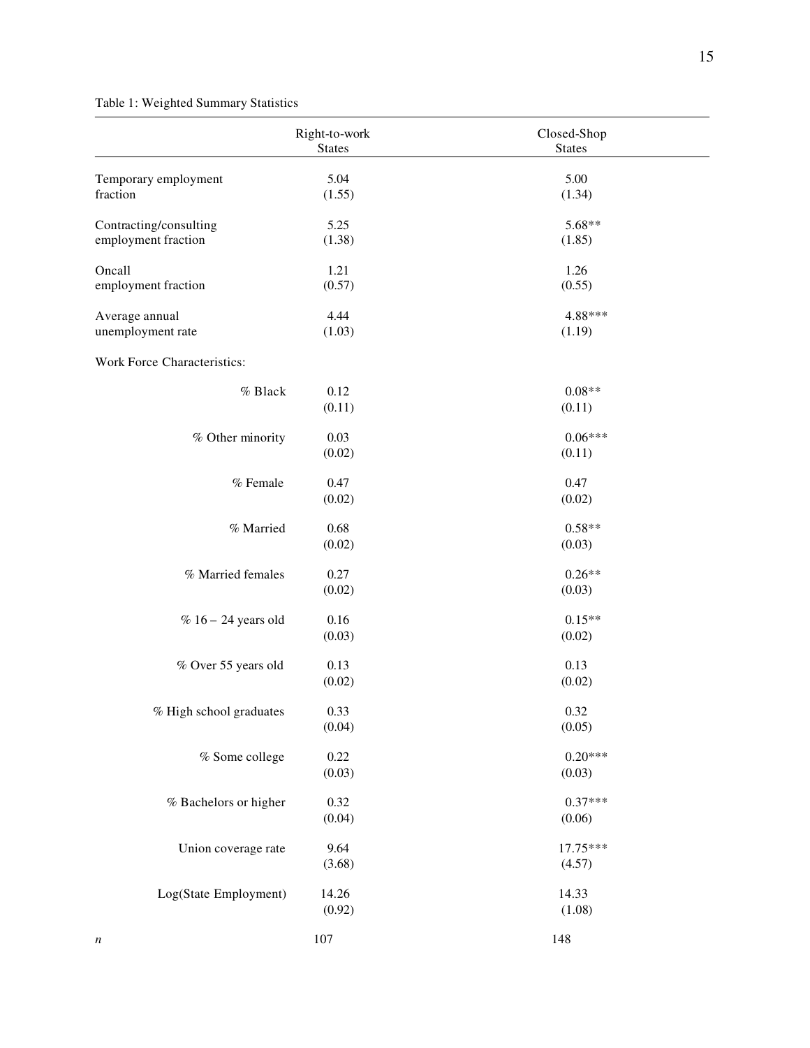Table 1: Weighted Summary Statistics

| | Right-to-work States | Closed-Shop States |
|---|---|---|
| Temporary employment fraction | 5.04 | 5.00 |
| | (1.55) | (1.34) |
| Contracting/consulting employment fraction | 5.25 | 5.68** |
| | (1.38) | (1.85) |
| Oncall employment fraction | 1.21 | 1.26 |
| | (0.57) | (0.55) |
| Average annual unemployment rate | 4.44 | 4.88*** |
| | (1.03) | (1.19) |
| Work Force Characteristics: | | |
| % Black | 0.12 | 0.08** |
| | (0.11) | (0.11) |
| % Other minority | 0.03 | 0.06*** |
| | (0.02) | (0.11) |
| % Female | 0.47 | 0.47 |
| | (0.02) | (0.02) |
| % Married | 0.68 | 0.58** |
| | (0.02) | (0.03) |
| % Married females | 0.27 | 0.26** |
| | (0.02) | (0.03) |
| % 16 – 24 years old | 0.16 | 0.15** |
| | (0.03) | (0.02) |
| % Over 55 years old | 0.13 | 0.13 |
| | (0.02) | (0.02) |
| % High school graduates | 0.33 | 0.32 |
| | (0.04) | (0.05) |
| % Some college | 0.22 | 0.20*** |
| | (0.03) | (0.03) |
| % Bachelors or higher | 0.32 | 0.37*** |
| | (0.04) | (0.06) |
| Union coverage rate | 9.64 | 17.75*** |
| | (3.68) | (4.57) |
| Log(State Employment) | 14.26 | 14.33 |
| | (0.92) | (1.08) |
| *n* | 107 | 148 |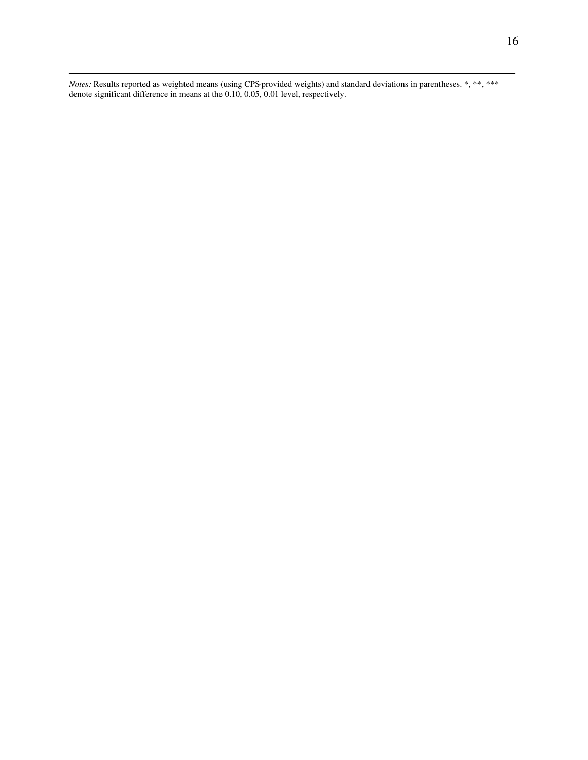*Notes:* Results reported as weighted means (using CPS-provided weights) and standard deviations in parentheses. *, **, *** denote significant difference in means at the 0.10, 0.05, 0.01 level, respectively.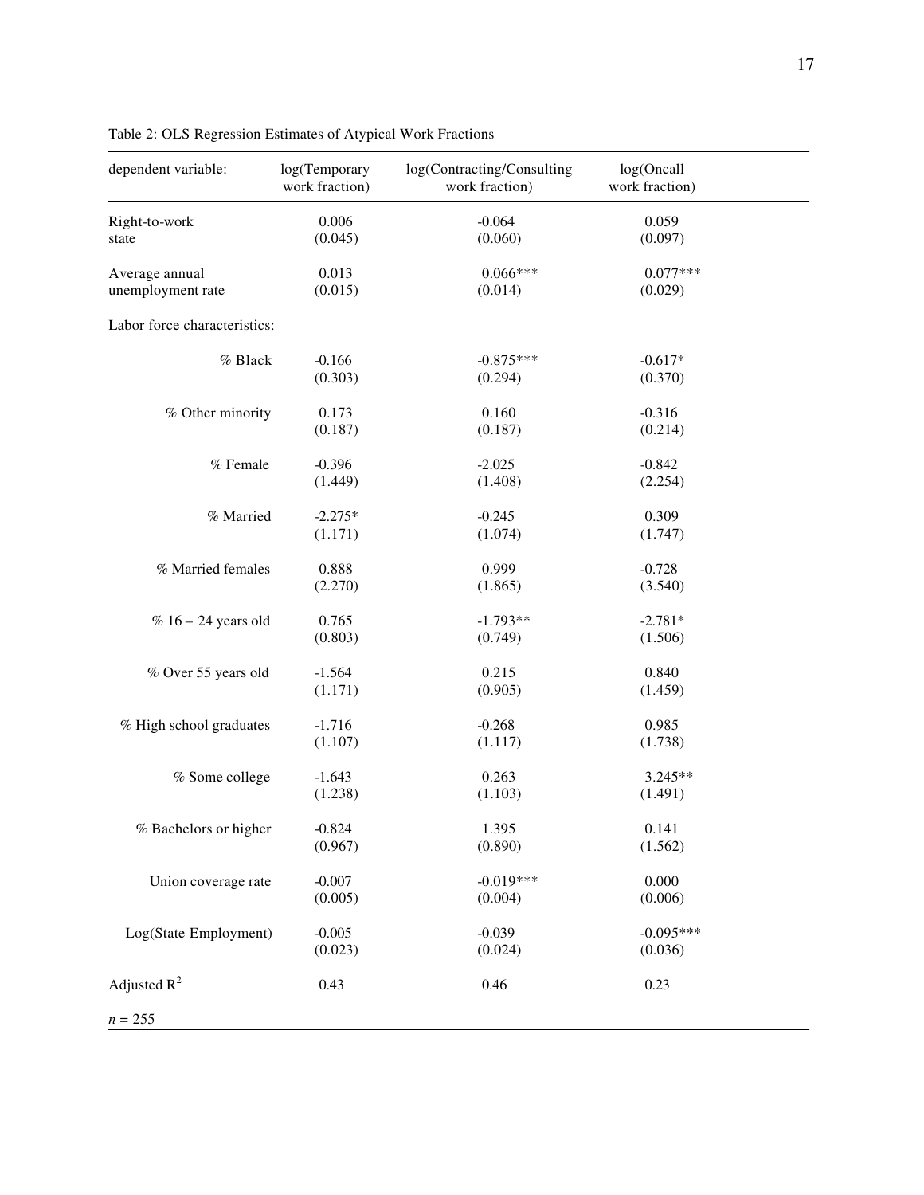Table 2: OLS Regression Estimates of Atypical Work Fractions

| dependent variable: | log(Temporary work fraction) | log(Contracting/Consulting work fraction) | log(Oncall work fraction) |
|---|---|---|---|
| Right-to-work state | 0.006 | -0.064 | 0.059 |
| | (0.045) | (0.060) | (0.097) |
| Average annual unemployment rate | 0.013 | 0.066*** | 0.077*** |
| | (0.015) | (0.014) | (0.029) |
| Labor force characteristics: | | | |
| % Black | -0.166 | -0.875*** | -0.617* |
| | (0.303) | (0.294) | (0.370) |
| % Other minority | 0.173 | 0.160 | -0.316 |
| | (0.187) | (0.187) | (0.214) |
| % Female | -0.396 | -2.025 | -0.842 |
| | (1.449) | (1.408) | (2.254) |
| % Married | -2.275* | -0.245 | 0.309 |
| | (1.171) | (1.074) | (1.747) |
| % Married females | 0.888 | 0.999 | -0.728 |
| | (2.270) | (1.865) | (3.540) |
| % 16 – 24 years old | 0.765 | -1.793** | -2.781* |
| | (0.803) | (0.749) | (1.506) |
| % Over 55 years old | -1.564 | 0.215 | 0.840 |
| | (1.171) | (0.905) | (1.459) |
| % High school graduates | -1.716 | -0.268 | 0.985 |
| | (1.107) | (1.117) | (1.738) |
| % Some college | -1.643 | 0.263 | 3.245** |
| | (1.238) | (1.103) | (1.491) |
| % Bachelors or higher | -0.824 | 1.395 | 0.141 |
| | (0.967) | (0.890) | (1.562) |
| Union coverage rate | -0.007 | -0.019*** | 0.000 |
| | (0.005) | (0.004) | (0.006) |
| Log(State Employment) | -0.005 | -0.039 | -0.095*** |
| | (0.023) | (0.024) | (0.036) |
| Adjusted $R^2$ | 0.43 | 0.46 | 0.23 |
| $n = 255$ | | | |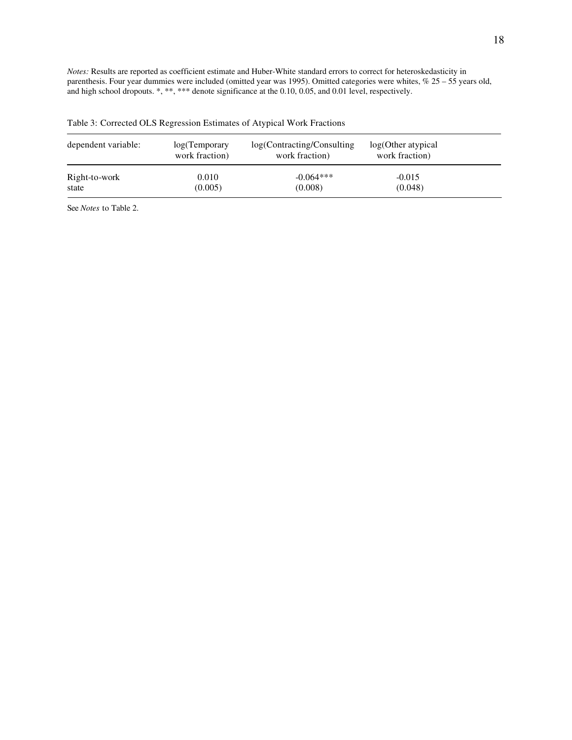*Notes:* Results are reported as coefficient estimate and Huber-White standard errors to correct for heteroskedasticity in parenthesis. Four year dummies were included (omitted year was 1995). Omitted categories were whites, % 25 – 55 years old, and high school dropouts. *, **, *** denote significance at the 0.10, 0.05, and 0.01 level, respectively.

Table 3: Corrected OLS Regression Estimates of Atypical Work Fractions

| dependent variable: | log(Temporary work fraction) | log(Contracting/Consulting work fraction) | log(Other atypical work fraction) |
|---|---|---|---|
| Right-to-work state | 0.010<br>(0.005) | -0.064***<br>(0.008) | -0.015<br>(0.048) |

See *Notes* to Table 2.